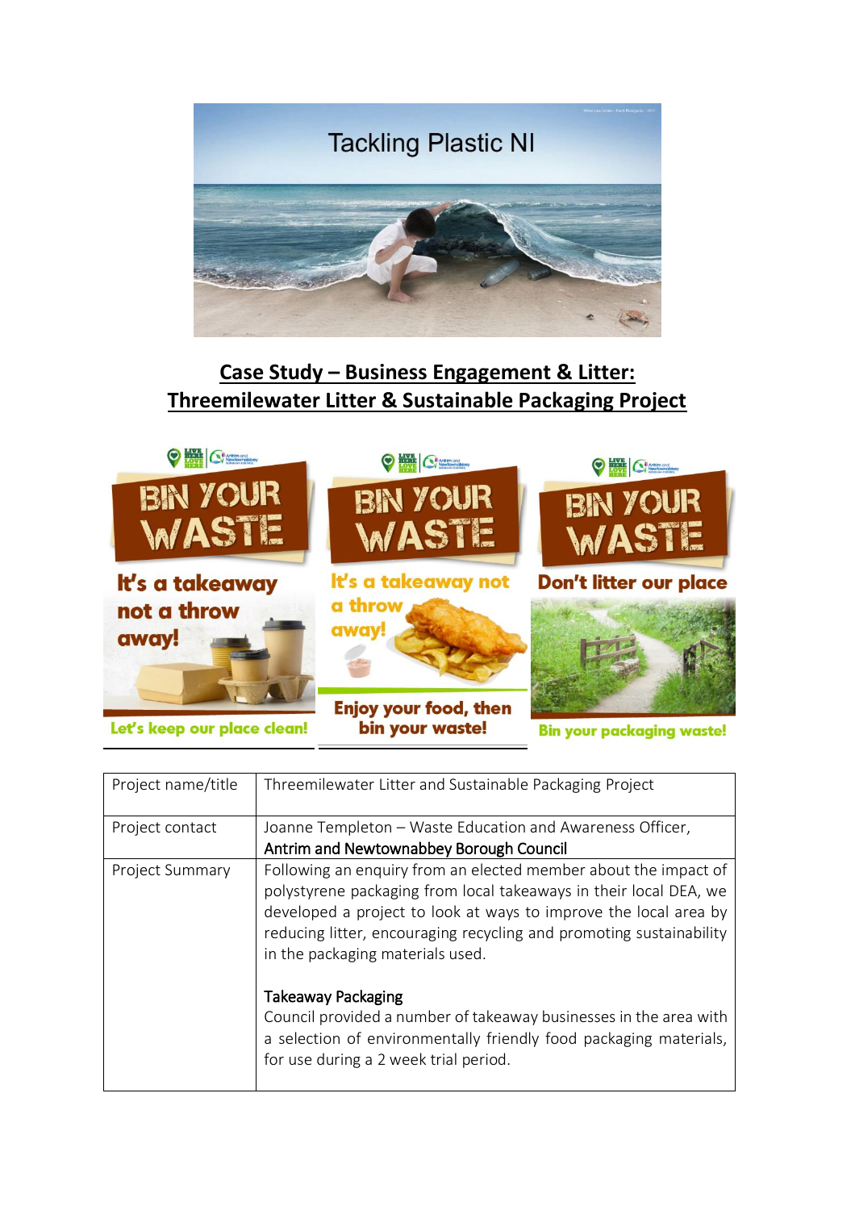Tackling Plastic NI

## Case Study – Business Engagement & Litter: Threemilewater Litter & Sustainable Packaging Project

BIN YOUR WASTE

It's a takeaway not a throw away!

Let's keep our place clean!

BIN YOUR WASTE

It's a takeaway not a throw away!

Enjoy your food, then bin your waste!

BIN YOUR WASTE

Don't litter our place

Bin your packaging waste!

| Project name/title | Threemilewater Litter and Sustainable Packaging Project |
|---|---|
| Project contact | Joanne Templeton – Waste Education and Awareness Officer, Antrim and Newtownabbey Borough Council |
| Project Summary | Following an enquiry from an elected member about the impact of polystyrene packaging from local takeaways in their local DEA, we developed a project to look at ways to improve the local area by reducing litter, encouraging recycling and promoting sustainability in the packaging materials used.<br><br>Takeaway Packaging<br>Council provided a number of takeaway businesses in the area with a selection of environmentally friendly food packaging materials, for use during a 2 week trial period. |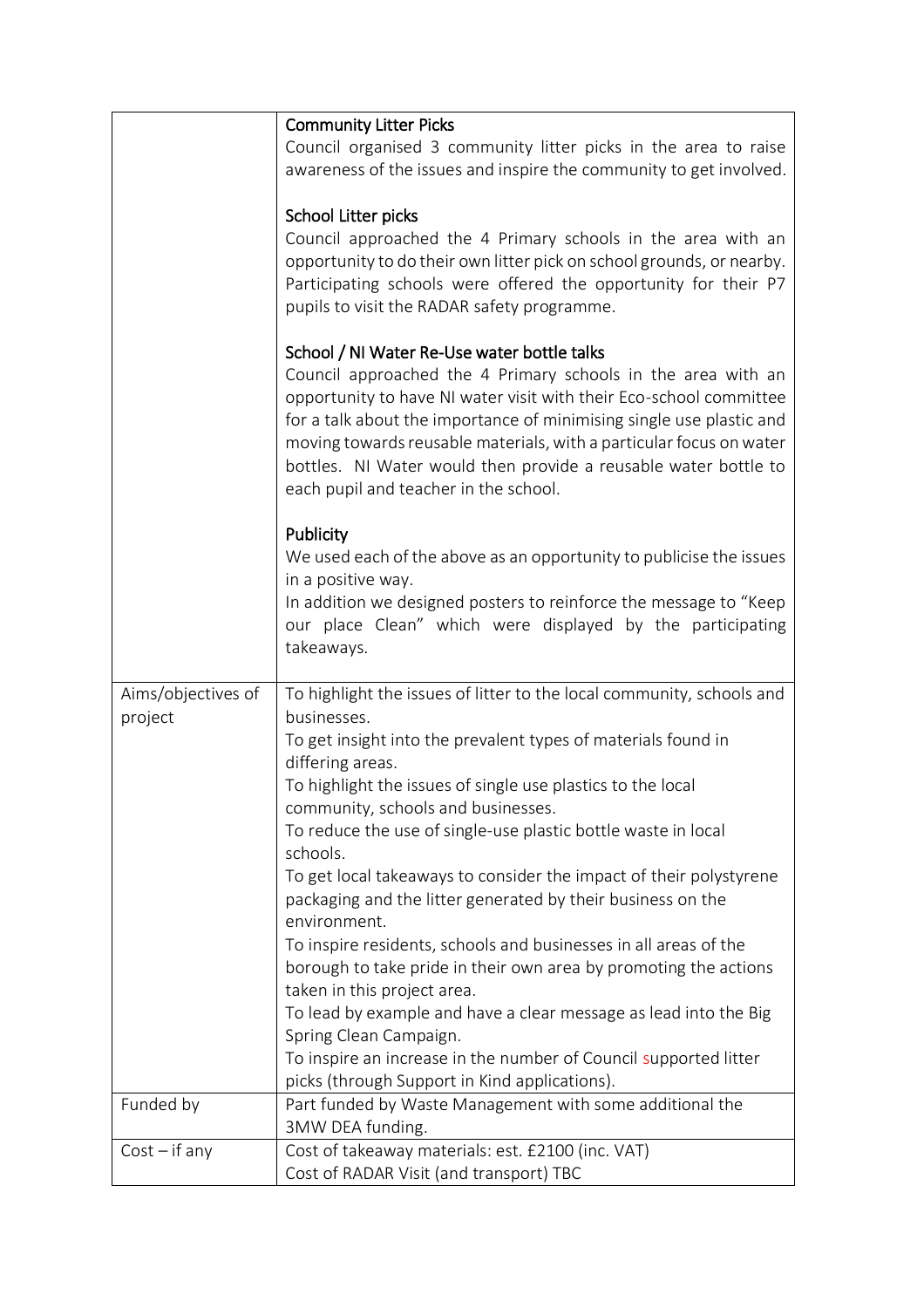| | |
|---|---|
| | **Community Litter Picks**<br>Council organised 3 community litter picks in the area to raise awareness of the issues and inspire the community to get involved.<br><br>**School Litter picks**<br>Council approached the 4 Primary schools in the area with an opportunity to do their own litter pick on school grounds, or nearby. Participating schools were offered the opportunity for their P7 pupils to visit the RADAR safety programme.<br><br>**School / NI Water Re-Use water bottle talks**<br>Council approached the 4 Primary schools in the area with an opportunity to have NI water visit with their Eco-school committee for a talk about the importance of minimising single use plastic and moving towards reusable materials, with a particular focus on water bottles. NI Water would then provide a reusable water bottle to each pupil and teacher in the school.<br><br>**Publicity**<br>We used each of the above as an opportunity to publicise the issues in a positive way.<br>In addition we designed posters to reinforce the message to "Keep our place Clean" which were displayed by the participating takeaways. |
| Aims/objectives of project | To highlight the issues of litter to the local community, schools and businesses.<br>To get insight into the prevalent types of materials found in differing areas.<br>To highlight the issues of single use plastics to the local community, schools and businesses.<br>To reduce the use of single-use plastic bottle waste in local schools.<br>To get local takeaways to consider the impact of their polystyrene packaging and the litter generated by their business on the environment.<br>To inspire residents, schools and businesses in all areas of the borough to take pride in their own area by promoting the actions taken in this project area.<br>To lead by example and have a clear message as lead into the Big Spring Clean Campaign.<br>To inspire an increase in the number of Council supported litter picks (through Support in Kind applications). |
| Funded by | Part funded by Waste Management with some additional the 3MW DEA funding. |
| Cost – if any | Cost of takeaway materials: est. £2100 (inc. VAT)<br>Cost of RADAR Visit (and transport) TBC |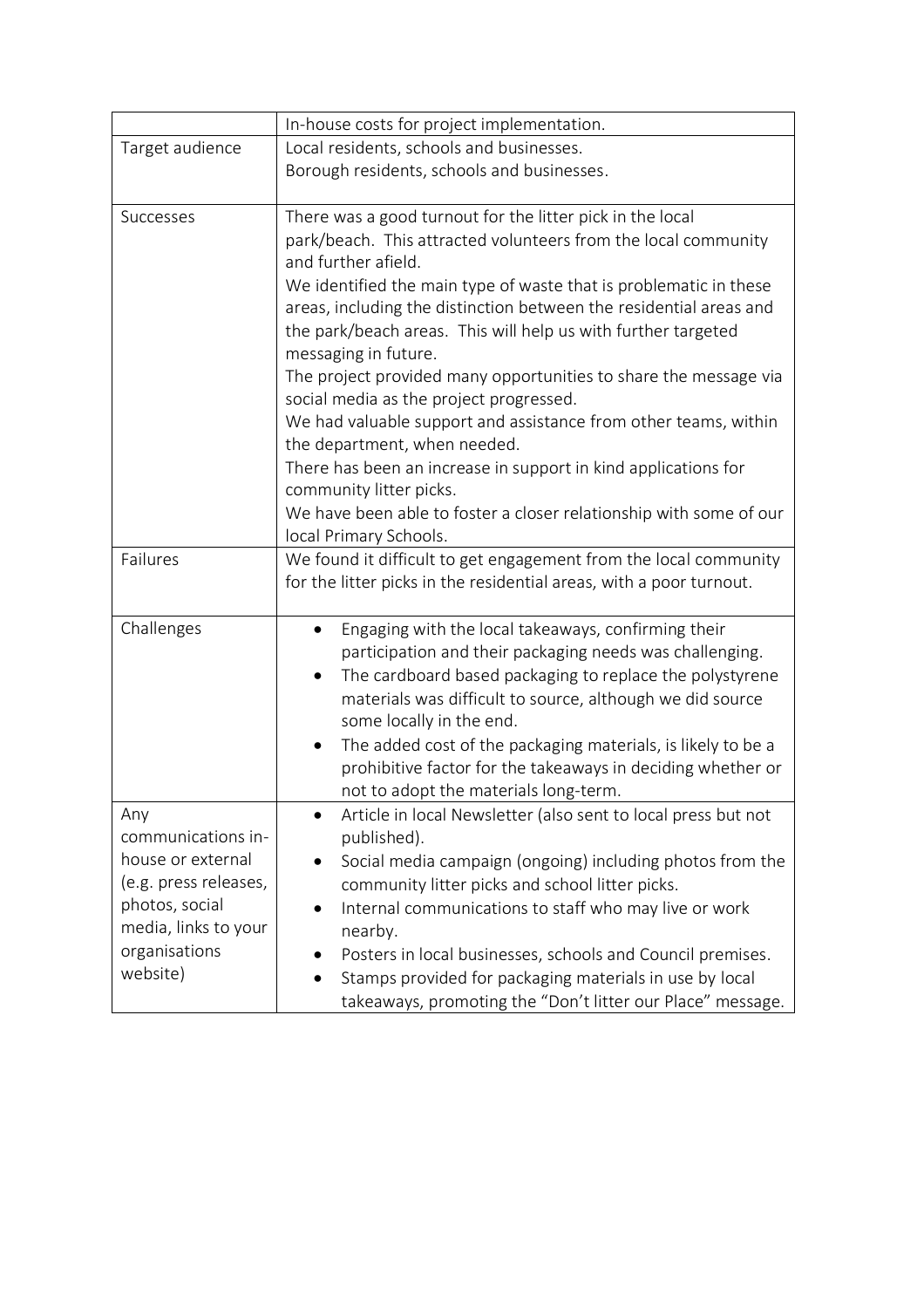| | |
|---|---|
| | In-house costs for project implementation. |
| Target audience | Local residents, schools and businesses.<br>Borough residents, schools and businesses. |
| Successes | There was a good turnout for the litter pick in the local park/beach. This attracted volunteers from the local community and further afield.<br>We identified the main type of waste that is problematic in these areas, including the distinction between the residential areas and the park/beach areas. This will help us with further targeted messaging in future.<br>The project provided many opportunities to share the message via social media as the project progressed.<br>We had valuable support and assistance from other teams, within the department, when needed.<br>There has been an increase in support in kind applications for community litter picks.<br>We have been able to foster a closer relationship with some of our local Primary Schools. |
| Failures | We found it difficult to get engagement from the local community for the litter picks in the residential areas, with a poor turnout. |
| Challenges | • Engaging with the local takeaways, confirming their participation and their packaging needs was challenging.<br>• The cardboard based packaging to replace the polystyrene materials was difficult to source, although we did source some locally in the end.<br>• The added cost of the packaging materials, is likely to be a prohibitive factor for the takeaways in deciding whether or not to adopt the materials long-term. |
| Any communications in-house or external (e.g. press releases, photos, social media, links to your organisations website) | • Article in local Newsletter (also sent to local press but not published).<br>• Social media campaign (ongoing) including photos from the community litter picks and school litter picks.<br>• Internal communications to staff who may live or work nearby.<br>• Posters in local businesses, schools and Council premises.<br>• Stamps provided for packaging materials in use by local takeaways, promoting the "Don't litter our Place" message. |